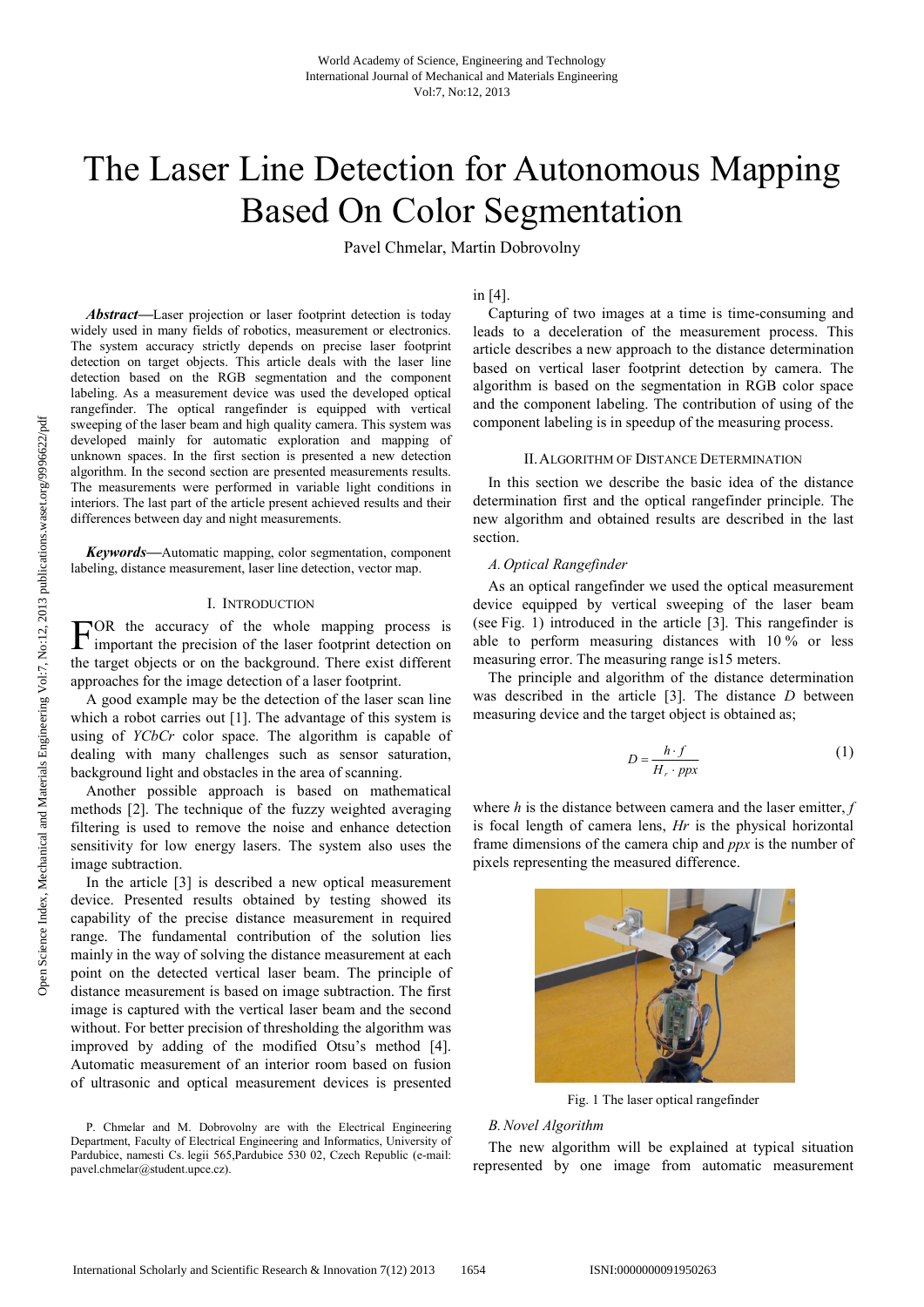# The Laser Line Detection for Autonomous Mapping Based On Color Segmentation

Pavel Chmelar, Martin Dobrovolny

***Abstract*****—**Laser projection or laser footprint detection is today widely used in many fields of robotics, measurement or electronics. The system accuracy strictly depends on precise laser footprint detection on target objects. This article deals with the laser line detection based on the RGB segmentation and the component labeling. As a measurement device was used the developed optical rangefinder. The optical rangefinder is equipped with vertical sweeping of the laser beam and high quality camera. This system was developed mainly for automatic exploration and mapping of unknown spaces. In the first section is presented a new detection algorithm. In the second section are presented measurements results. The measurements were performed in variable light conditions in interiors. The last part of the article present achieved results and their differences between day and night measurements.

***Keywords*****—**Automatic mapping, color segmentation, component labeling, distance measurement, laser line detection, vector map.

## I. Introduction

For the accuracy of the whole mapping process is important the precision of the laser footprint detection on the target objects or on the background. There exist different approaches for the image detection of a laser footprint.

A good example may be the detection of the laser scan line which a robot carries out [1]. The advantage of this system is using of *YCbCr* color space. The algorithm is capable of dealing with many challenges such as sensor saturation, background light and obstacles in the area of scanning.

Another possible approach is based on mathematical methods [2]. The technique of the fuzzy weighted averaging filtering is used to remove the noise and enhance detection sensitivity for low energy lasers. The system also uses the image subtraction.

In the article [3] is described a new optical measurement device. Presented results obtained by testing showed its capability of the precise distance measurement in required range. The fundamental contribution of the solution lies mainly in the way of solving the distance measurement at each point on the detected vertical laser beam. The principle of distance measurement is based on image subtraction. The first image is captured with the vertical laser beam and the second without. For better precision of thresholding the system was improved by adding of the modified Otsu's method [4]. Automatic measurement of an interior room based on fusion of ultrasonic and optical measurement devices is presented in [4].

Capturing of two images at a time is time-consuming and leads to a deceleration of the measurement process. This article describes a new approach to the distance determination based on vertical laser footprint detection by camera. The algorithm is based on the segmentation in RGB color space and the component labeling. The contribution of using of the component labeling is in speedup of the measuring process.

P. Chmelar and M. Dobrovolny are with the Electrical Engineering Department, Faculty of Electrical Engineering and Informatics, University of Pardubice, namesti Cs. legii 565,Pardubice 530 02, Czech Republic (e-mail: pavel.chmelar@student.upce.cz).

## II. Algorithm of Distance Determination

In this section we describe the basic idea of the distance determination first and the optical rangefinder principle. The new algorithm and obtained results are described in the last section.

### *A. Optical Rangefinder*

As an optical rangefinder we used the optical measurement device equipped by vertical sweeping of the laser beam (see Fig. 1) introduced in the article [3]. This rangefinder is able to perform measuring distances with 10 % or less measuring error. The measuring range is15 meters.

The principle and algorithm of the distance determination was described in the article [3]. The distance $D$ between measuring device and the target object is obtained as;

$$D = \frac{h \cdot f}{H_r \cdot ppx} \tag{1}$$

where $h$ is the distance between camera and the laser emitter, $f$ is focal length of camera lens, $Hr$ is the physical horizontal frame dimensions of the camera chip and $ppx$ is the number of pixels representing the measured difference.

Fig. 1 The laser optical rangefinder

### *B. Novel Algorithm*

The new algorithm will be explained at typical situation represented by one image from automatic measurement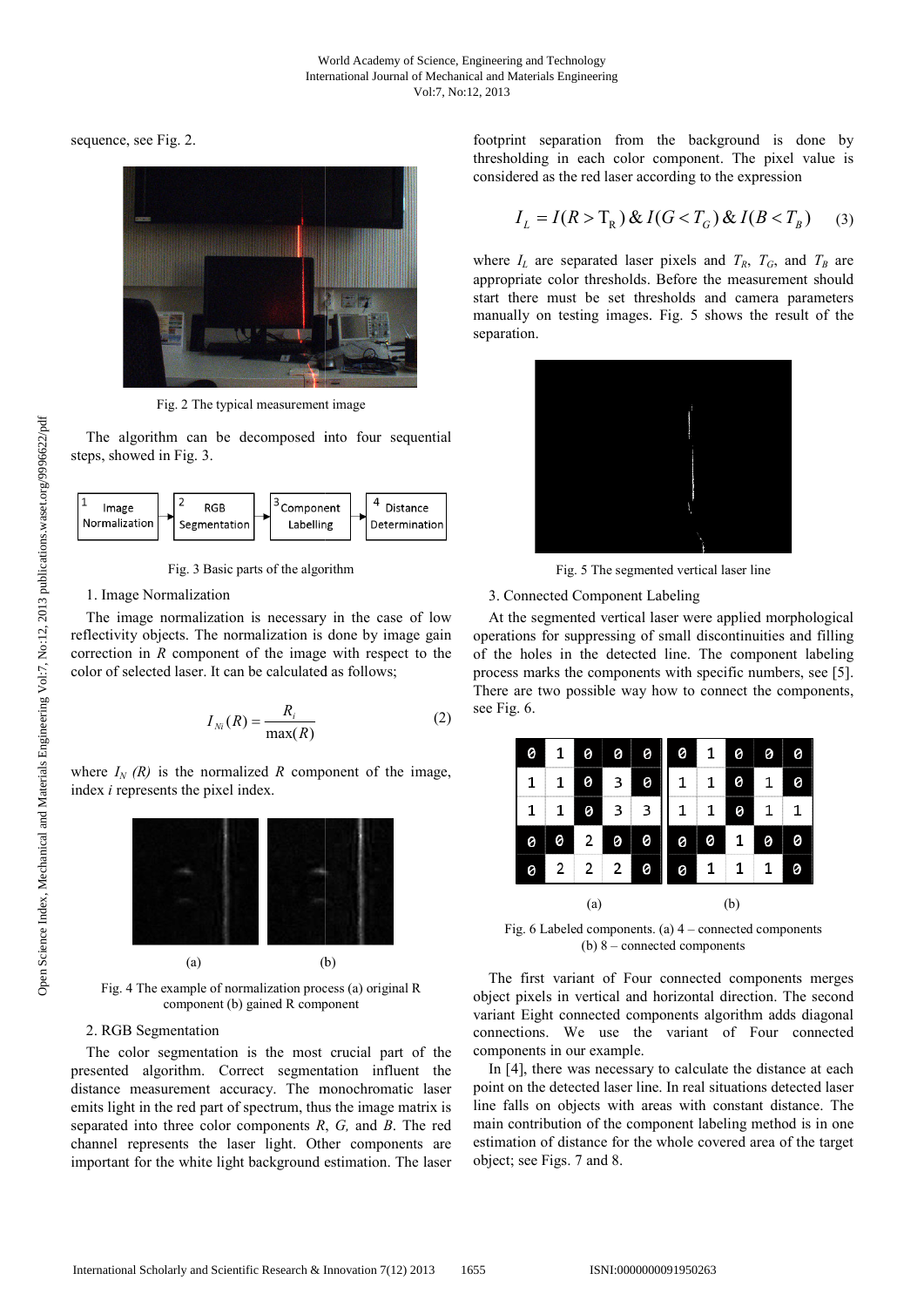sequence, see Fig. 2.

Fig. 2 The typical measurement image

The algorithm can be decomposed into four sequential steps, showed in Fig. 3.

Fig. 3 Basic parts of the algorithm

1. Image Normalization

The image normalization is necessary in the case of low reflectivity objects. The normalization is done by image gain correction in *R* component of the image with respect to the color of selected laser. It can be calculated as follows;

$$I_{Ni}(R) = \frac{R_i}{\max(R)} \tag{2}$$

where $I_N(R)$ is the normalized *R* component of the image, index *i* represents the pixel index.

Fig. 4 The example of normalization process (a) original R component (b) gained R component

2. RGB Segmentation

The color segmentation is the most crucial part of the presented algorithm. Correct segmentation influent the distance measurement accuracy. The monochromatic laser emits light in the red part of spectrum, thus the image matrix is separated into three color components *R*, *G,* and *B*. The red channel represents the laser light. Other components are important for the white light background estimation. The laser footprint separation from the background is done by thresholding in each color component. The pixel value is considered as the red laser according to the expression

$$I_L = I(R > T_R)\,\&\,I(G < T_G)\,\&\,I(B < T_B) \tag{3}$$

where $I_L$ are separated laser pixels and $T_R$, $T_G$, and $T_B$ are appropriate color thresholds. Before the measurement should start there must be set thresholds and camera parameters manually on testing images. Fig. 5 shows the result of the separation.

Fig. 5 The segmented vertical laser line

3. Connected Component Labeling

At the segmented vertical laser were applied morphological operations for suppressing of small discontinuities and filling of the holes in the detected line. The component labeling process marks the components with specific numbers, see [5]. There are two possible way how to connect the components, see Fig. 6.

(a)

| 0 | 1 | 0 | 0 | 0 |
|---|---|---|---|---|
| 1 | 1 | 0 | 3 | 0 |
| 1 | 1 | 0 | 3 | 3 |
| 0 | 0 | 2 | 0 | 0 |
| 0 | 2 | 2 | 2 | 0 |

(b)

| 0 | 1 | 0 | 0 | 0 |
|---|---|---|---|---|
| 1 | 1 | 0 | 1 | 0 |
| 1 | 1 | 0 | 1 | 1 |
| 0 | 0 | 1 | 0 | 0 |
| 0 | 1 | 1 | 1 | 0 |

Fig. 6 Labeled components. (a) 4 – connected components (b) 8 – connected components

The first variant of Four connected components merges object pixels in vertical and horizontal direction. The second variant Eight connected components algorithm adds diagonal connections. We use the variant of Four connected components in our example.

In [4], there was necessary to calculate the distance at each point on the detected laser line. In real situations detected laser line falls on objects with areas with constant distance. The main contribution of the component labeling method is in one estimation of distance for the whole covered area of the target object; see Figs. 7 and 8.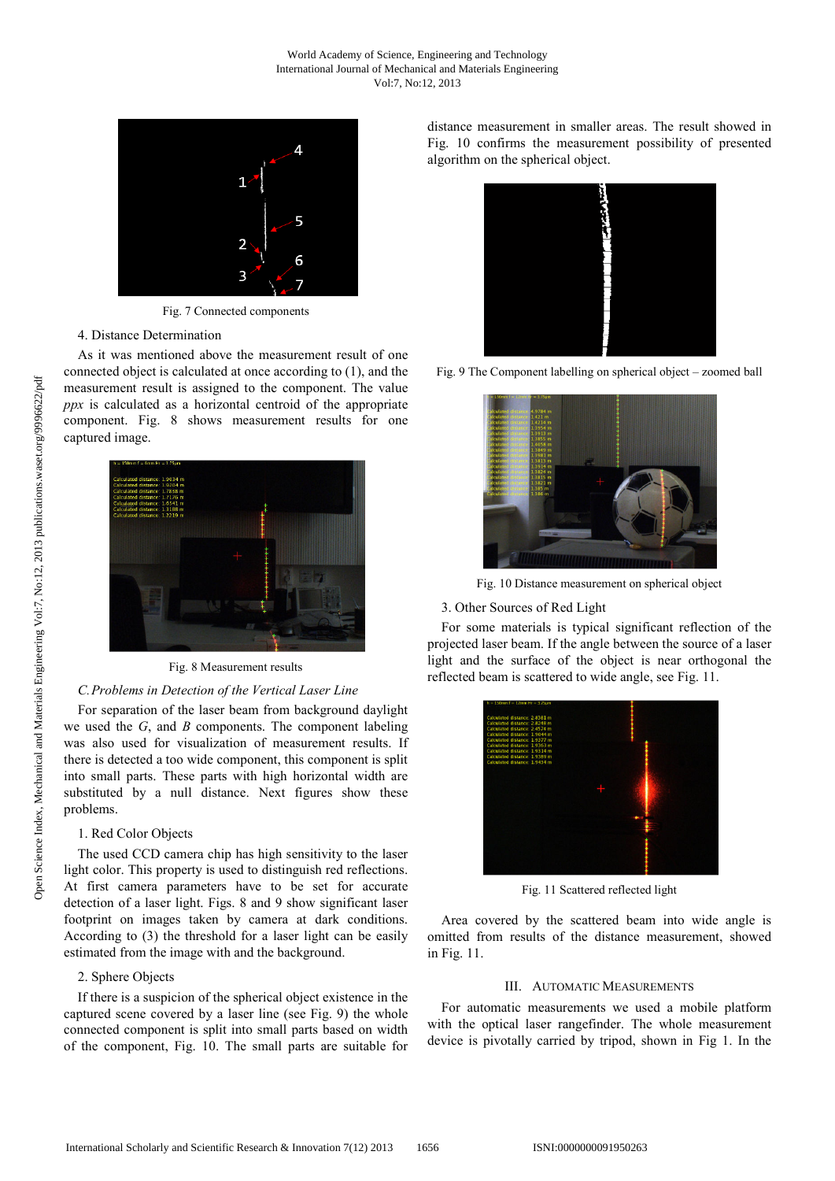Fig. 7 Connected components

4. Distance Determination

As it was mentioned above the measurement result of one connected object is calculated at once according to (1), and the measurement result is assigned to the component. The value *ppx* is calculated as a horizontal centroid of the appropriate component. Fig. 8 shows measurement results for one captured image.

Fig. 8 Measurement results

### C. Problems in Detection of the Vertical Laser Line

For separation of the laser beam from background daylight we used the *G*, and *B* components. The component labeling was also used for visualization of measurement results. If there is detected a too wide component, this component is split into small parts. These parts with high horizontal width are substituted by a null distance. Next figures show these problems.

1. Red Color Objects

The used CCD camera chip has high sensitivity to the laser light color. This property is used to distinguish red reflections. At first camera parameters have to be set for accurate detection of a laser light. Figs. 8 and 9 show significant laser footprint on images taken by camera at dark conditions. According to (3) the threshold for a laser light can be easily estimated from the image with and the background.

2. Sphere Objects

If there is a suspicion of the spherical object existence in the captured scene covered by a laser line (see Fig. 9) the whole connected component is split into small parts based on width of the component, Fig. 10. The small parts are suitable for distance measurement in smaller areas. The result showed in Fig. 10 confirms the measurement possibility of presented algorithm on the spherical object.

Fig. 9 The Component labelling on spherical object – zoomed ball

Fig. 10 Distance measurement on spherical object

3. Other Sources of Red Light

For some materials is typical significant reflection of the projected laser beam. If the angle between the source of a laser light and the surface of the object is near orthogonal the reflected beam is scattered to wide angle, see Fig. 11.

Fig. 11 Scattered reflected light

Area covered by the scattered beam into wide angle is omitted from results of the distance measurement, showed in Fig. 11.

## III. Automatic Measurements

For automatic measurements we used a mobile platform with the optical laser rangefinder. The whole measurement device is pivotally carried by tripod, shown in Fig 1. In the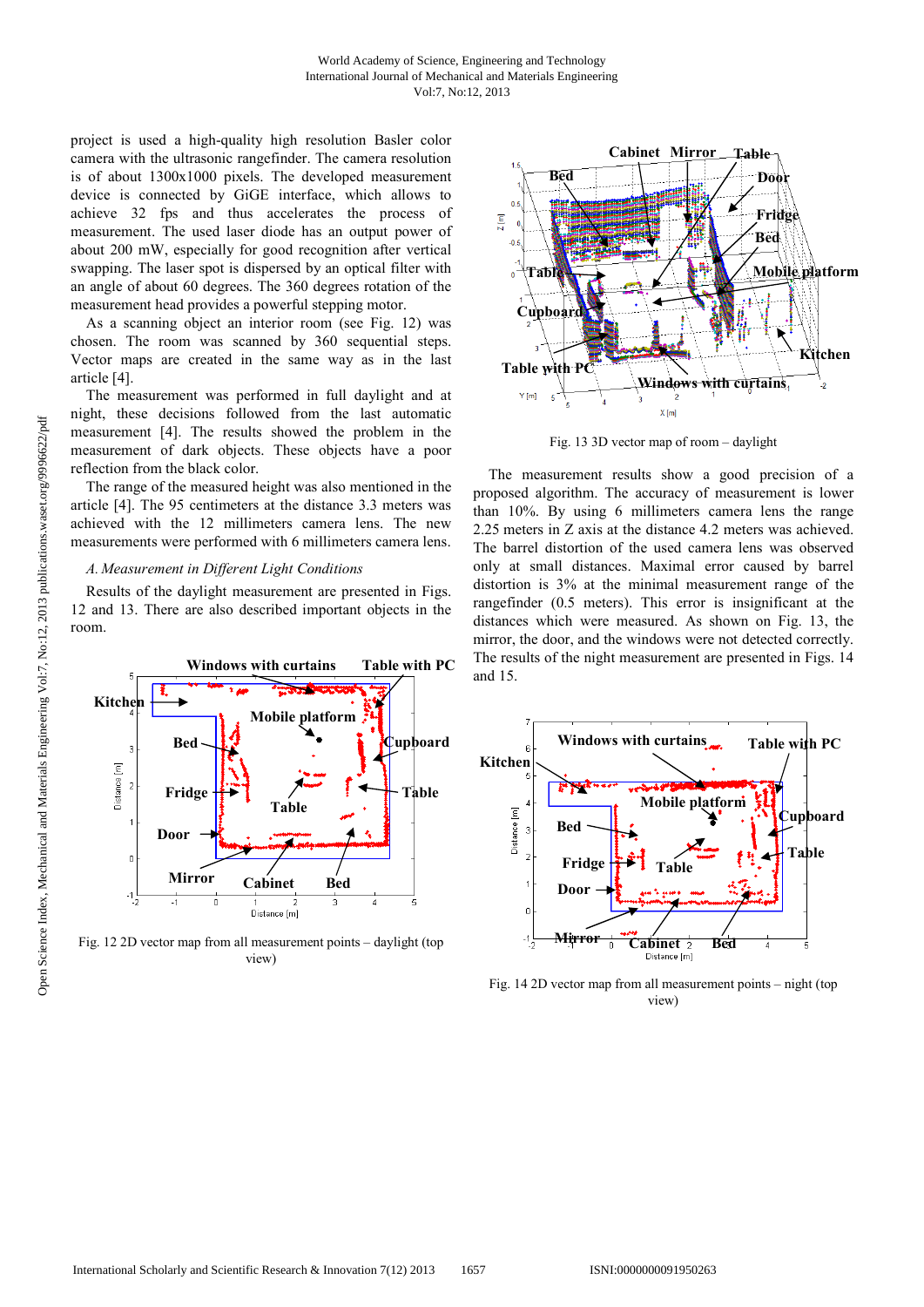project is used a high-quality high resolution Basler color camera with the ultrasonic rangefinder. The camera resolution is of about 1300x1000 pixels. The developed measurement device is connected by GiGE interface, which allows to achieve 32 fps and thus accelerates the process of measurement. The used laser diode has an output power of about 200 mW, especially for good recognition after vertical swapping. The laser spot is dispersed by an optical filter with an angle of about 60 degrees. The 360 degrees rotation of the measurement head provides a powerful stepping motor.

As a scanning object an interior room (see Fig. 12) was chosen. The room was scanned by 360 sequential steps. Vector maps are created in the same way as in the last article [4].

The measurement was performed in full daylight and at night, these decisions followed from the last automatic measurement [4]. The results showed the problem in the measurement of dark objects. These objects have a poor reflection from the black color.

The range of the measured height was also mentioned in the article [4]. The 95 centimeters at the distance 3.3 meters was achieved with the 12 millimeters camera lens. The new measurements were performed with 6 millimeters camera lens.

### *A. Measurement in Different Light Conditions*

Results of the daylight measurement are presented in Figs. 12 and 13. There are also described important objects in the room.

Fig. 12 2D vector map from all measurement points – daylight (top view)

Fig. 13 3D vector map of room – daylight

The measurement results show a good precision of a proposed algorithm. The accuracy of measurement is lower than 10%. By using 6 millimeters camera lens the range 2.25 meters in Z axis at the distance 4.2 meters was achieved. The barrel distortion of the used camera lens was observed only at small distances. Maximal error caused by barrel distortion is 3% at the minimal measurement range of the rangefinder (0.5 meters). This error is insignificant at the distances which were measured. As shown on Fig. 13, the mirror, the door, and the windows were not detected correctly. The results of the night measurement are presented in Figs. 14 and 15.

Fig. 14 2D vector map from all measurement points – night (top view)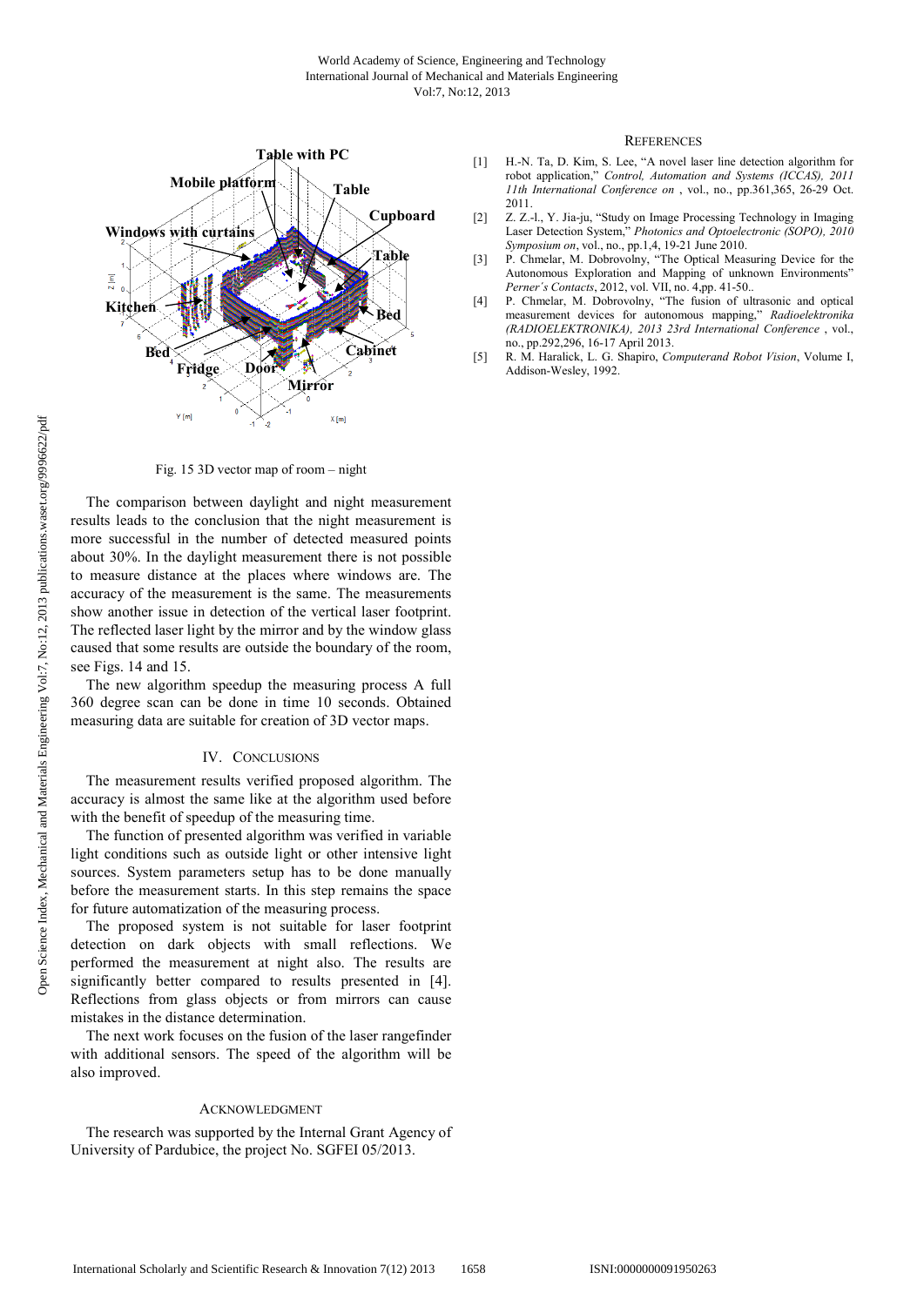Table with PC

Mobile platform

Table

Cupboard

Windows with curtains

Table

Kitchen

Bed

Bed

Cabinet

Fridge

Door

Mirror

Z [m]

Y [m]

X [m]

Fig. 15 3D vector map of room – night

The comparison between daylight and night measurement results leads to the conclusion that the night measurement is more successful in the number of detected measured points about 30%. In the daylight measurement there is not possible to measure distance at the places where windows are. The accuracy of the measurement is the same. The measurements show another issue in detection of the vertical laser footprint. The reflected laser light by the mirror and by the window glass caused that some results are outside the boundary of the room, see Figs. 14 and 15.

The new algorithm speedup the measuring process A full 360 degree scan can be done in time 10 seconds. Obtained measuring data are suitable for creation of 3D vector maps.

## IV. Conclusions

The measurement results verified proposed algorithm. The accuracy is almost the same like at the algorithm used before with the benefit of speedup of the measuring time.

The function of presented algorithm was verified in variable light conditions such as outside light or other intensive light sources. System parameters setup has to be done manually before the measurement starts. In this step remains the space for future automatization of the measuring process.

The proposed system is not suitable for laser footprint detection on dark objects with small reflections. We performed the measurement at night also. The results are significantly better compared to results presented in [4]. Reflections from glass objects or from mirrors can cause mistakes in the distance determination.

The next work focuses on the fusion of the laser rangefinder with additional sensors. The speed of the algorithm will be also improved.

## Acknowledgment

The research was supported by the Internal Grant Agency of University of Pardubice, the project No. SGFEI 05/2013.

## References

[1] H.-N. Ta, D. Kim, S. Lee, "A novel laser line detection algorithm for robot application," *Control, Automation and Systems (ICCAS), 2011 11th International Conference on* , vol., no., pp.361,365, 26-29 Oct. 2011.

[2] Z. Z.-l., Y. Jia-ju, "Study on Image Processing Technology in Imaging Laser Detection System," *Photonics and Optoelectronic (SOPO), 2010 Symposium on*, vol., no., pp.1,4, 19-21 June 2010.

[3] P. Chmelar, M. Dobrovolny, "The Optical Measuring Device for the Autonomous Exploration and Mapping of unknown Environments" *Perner´s Contacts*, 2012, vol. VII, no. 4,pp. 41-50..

[4] P. Chmelar, M. Dobrovolny, "The fusion of ultrasonic and optical measurement devices for autonomous mapping," *Radioelektronika (RADIOELEKTRONIKA), 2013 23rd International Conference* , vol., no., pp.292,296, 16-17 April 2013.

[5] R. M. Haralick, L. G. Shapiro, *Computerand Robot Vision*, Volume I, Addison-Wesley, 1992.